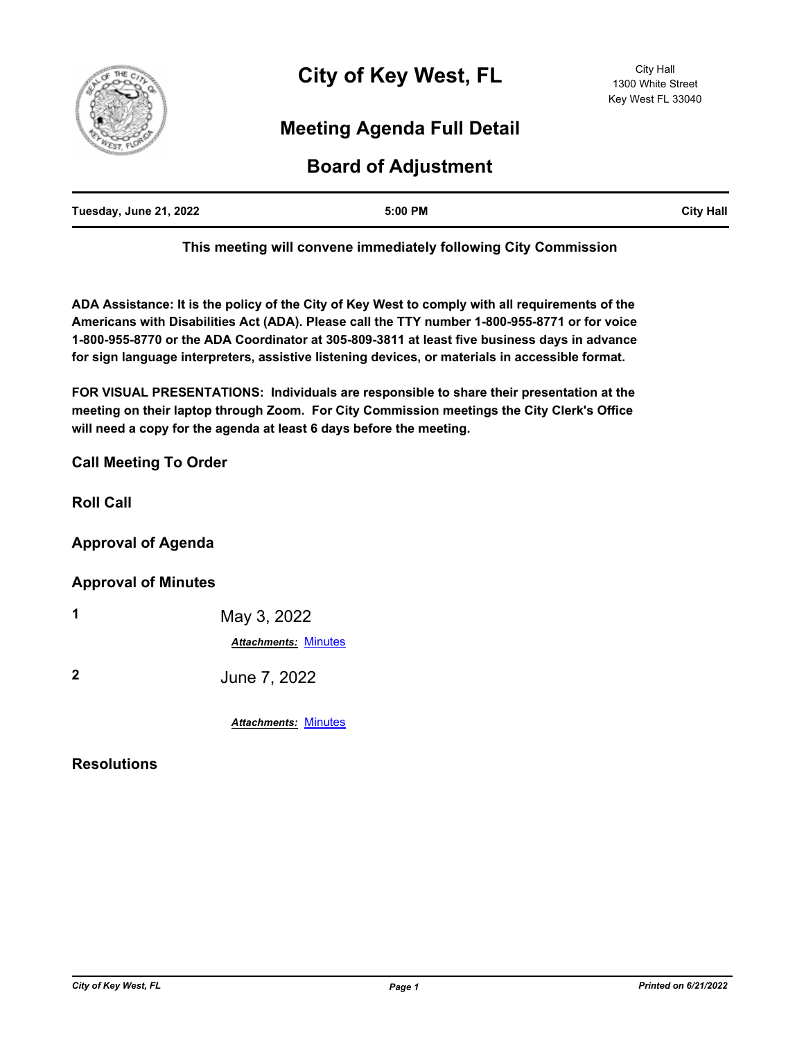# City of Key West, FL

City Hall
1300 White Street
Key West FL 33040

## Meeting Agenda Full Detail

## Board of Adjustment

| Tuesday, June 21, 2022 | 5:00 PM | City Hall |
|---|---|---|

**This meeting will convene immediately following City Commission**

**ADA Assistance: It is the policy of the City of Key West to comply with all requirements of the Americans with Disabilities Act (ADA). Please call the TTY number 1-800-955-8771 or for voice 1-800-955-8770 or the ADA Coordinator at 305-809-3811 at least five business days in advance for sign language interpreters, assistive listening devices, or materials in accessible format.**

**FOR VISUAL PRESENTATIONS: Individuals are responsible to share their presentation at the meeting on their laptop through Zoom. For City Commission meetings the City Clerk's Office will need a copy for the agenda at least 6 days before the meeting.**

### Call Meeting To Order

### Roll Call

### Approval of Agenda

### Approval of Minutes

**1** May 3, 2022

***Attachments:*** Minutes

**2** June 7, 2022

***Attachments:*** Minutes

### Resolutions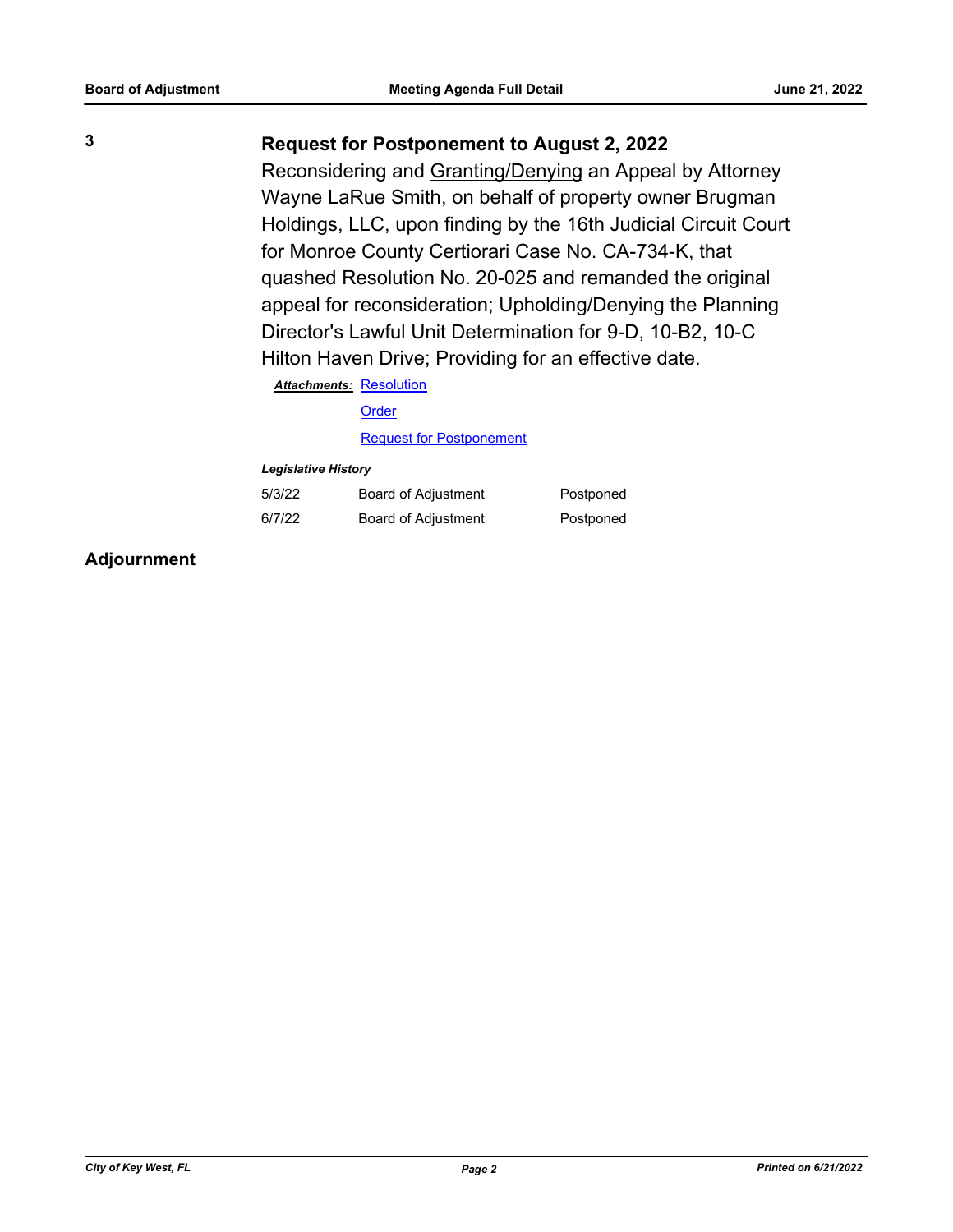**3**

**Request for Postponement to August 2, 2022**

Reconsidering and Granting/Denying an Appeal by Attorney Wayne LaRue Smith, on behalf of property owner Brugman Holdings, LLC, upon finding by the 16th Judicial Circuit Court for Monroe County Certiorari Case No. CA-734-K, that quashed Resolution No. 20-025 and remanded the original appeal for reconsideration; Upholding/Denying the Planning Director's Lawful Unit Determination for 9-D, 10-B2, 10-C Hilton Haven Drive; Providing for an effective date.

***Attachments:*** Resolution

Order

Request for Postponement

***Legislative History***

| | | |
|---|---|---|
| 5/3/22 | Board of Adjustment | Postponed |
| 6/7/22 | Board of Adjustment | Postponed |

## Adjournment